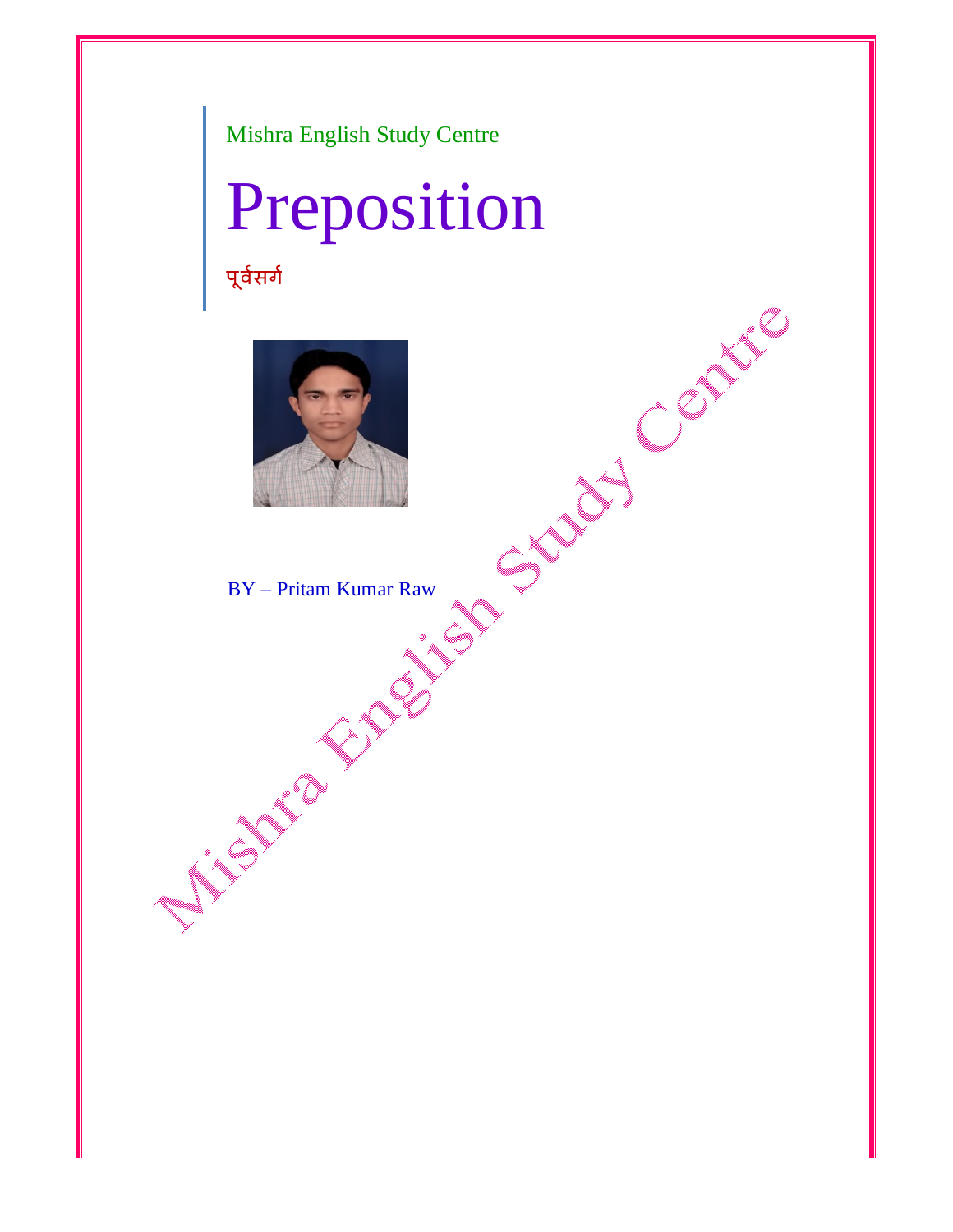Mishra English Study Centre

# Preposition

पूर्वसर्ग

BY – Pritam Kumar Raw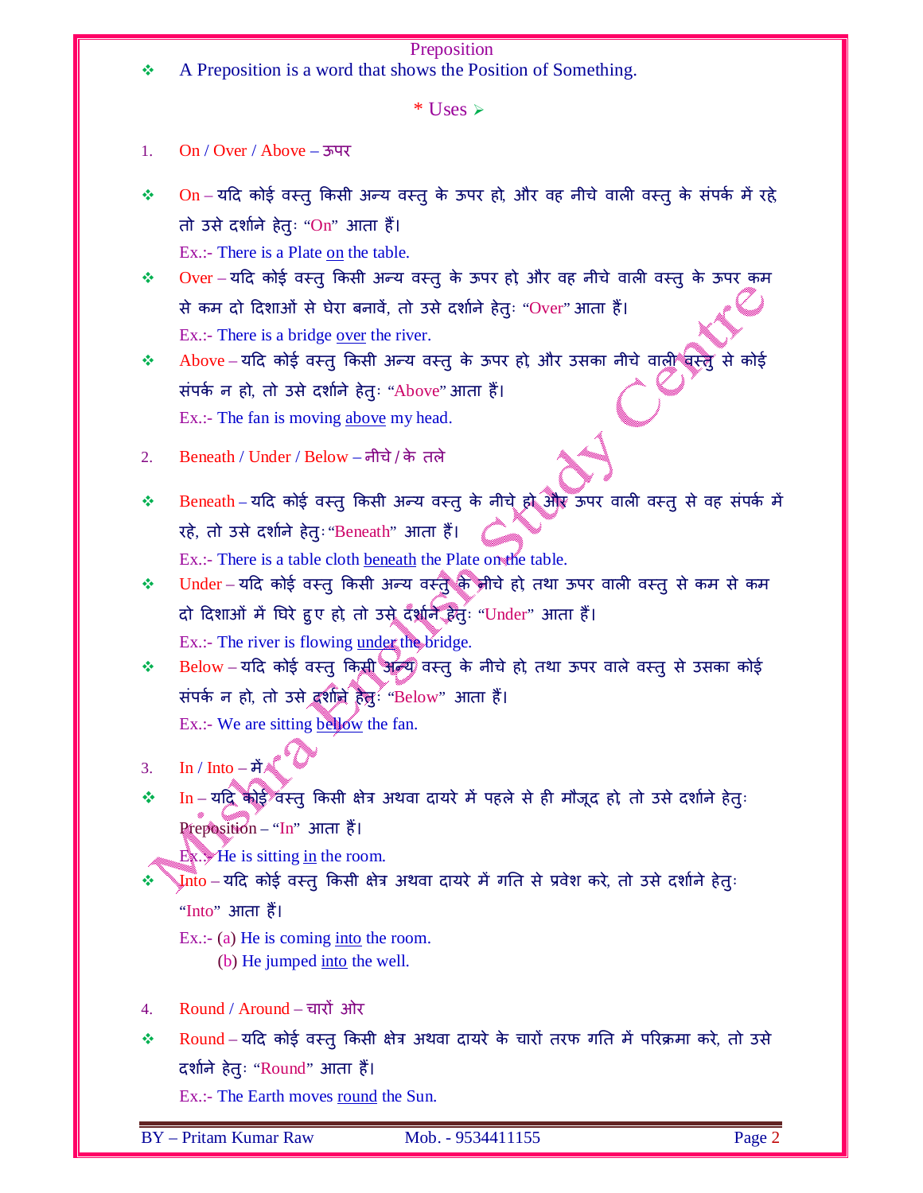## Preposition

❖ A Preposition is a word that shows the Position of Something.

### * Uses ➢

1. On / Over / Above – ऊपर

❖ On – यदि कोई वस्तु किसी अन्य वस्तु के ऊपर हो, और वह नीचे वाली वस्तु के संपर्क में रहे तो उसे दर्शाने हेतुः "On" आता हैं।

Ex.:- There is a Plate on the table.

❖ Over – यदि कोई वस्तु किसी अन्य वस्तु के ऊपर हो और वह नीचे वाली वस्तु के ऊपर कम से कम दो दिशाओं से घेरा बनावें, तो उसे दर्शाने हेतुः "Over" आता हैं।

Ex.:- There is a bridge over the river.

❖ Above – यदि कोई वस्तु किसी अन्य वस्तु के ऊपर हो, और उसका नीचे वाली वस्तु से कोई संपर्क न हो, तो उसे दर्शाने हेतुः "Above" आता हैं।

Ex.:- The fan is moving above my head.

2. Beneath / Under / Below – नीचे / के तले

❖ Beneath – यदि कोई वस्तु किसी अन्य वस्तु के नीचे हो और ऊपर वाली वस्तु से वह संपर्क में रहे, तो उसे दर्शाने हेतुः "Beneath" आता हैं।

Ex.:- There is a table cloth beneath the Plate on the table.

❖ Under – यदि कोई वस्तु किसी अन्य वस्तु के नीचे हो, तथा ऊपर वाली वस्तु से कम से कम दो दिशाओं में घिरे हुए हो, तो उसे दर्शाने हेतुः "Under" आता हैं।

Ex.:- The river is flowing under the bridge.

❖ Below – यदि कोई वस्तु किसी अन्य वस्तु के नीचे हो, तथा ऊपर वाले वस्तु से उसका कोई संपर्क न हो, तो उसे दर्शाने हेतुः "Below" आता हैं।

Ex.:- We are sitting bellow the fan.

3. In / Into – में

❖ In – यदि कोई वस्तु किसी क्षेत्र अथवा दायरे में पहले से ही मौजूद हो, तो उसे दर्शाने हेतुः Preposition – "In" आता हैं।

Ex.:- He is sitting in the room.

❖ Into – यदि कोई वस्तु किसी क्षेत्र अथवा दायरे में गति से प्रवेश करे, तो उसे दर्शाने हेतुः "Into" आता हैं।

Ex.:- (a) He is coming into the room.
(b) He jumped into the well.

4. Round / Around – चारों ओर

❖ Round – यदि कोई वस्तु किसी क्षेत्र अथवा दायरे के चारों तरफ गति में परिक्रमा करे, तो उसे दर्शाने हेतुः "Round" आता हैं।

Ex.:- The Earth moves round the Sun.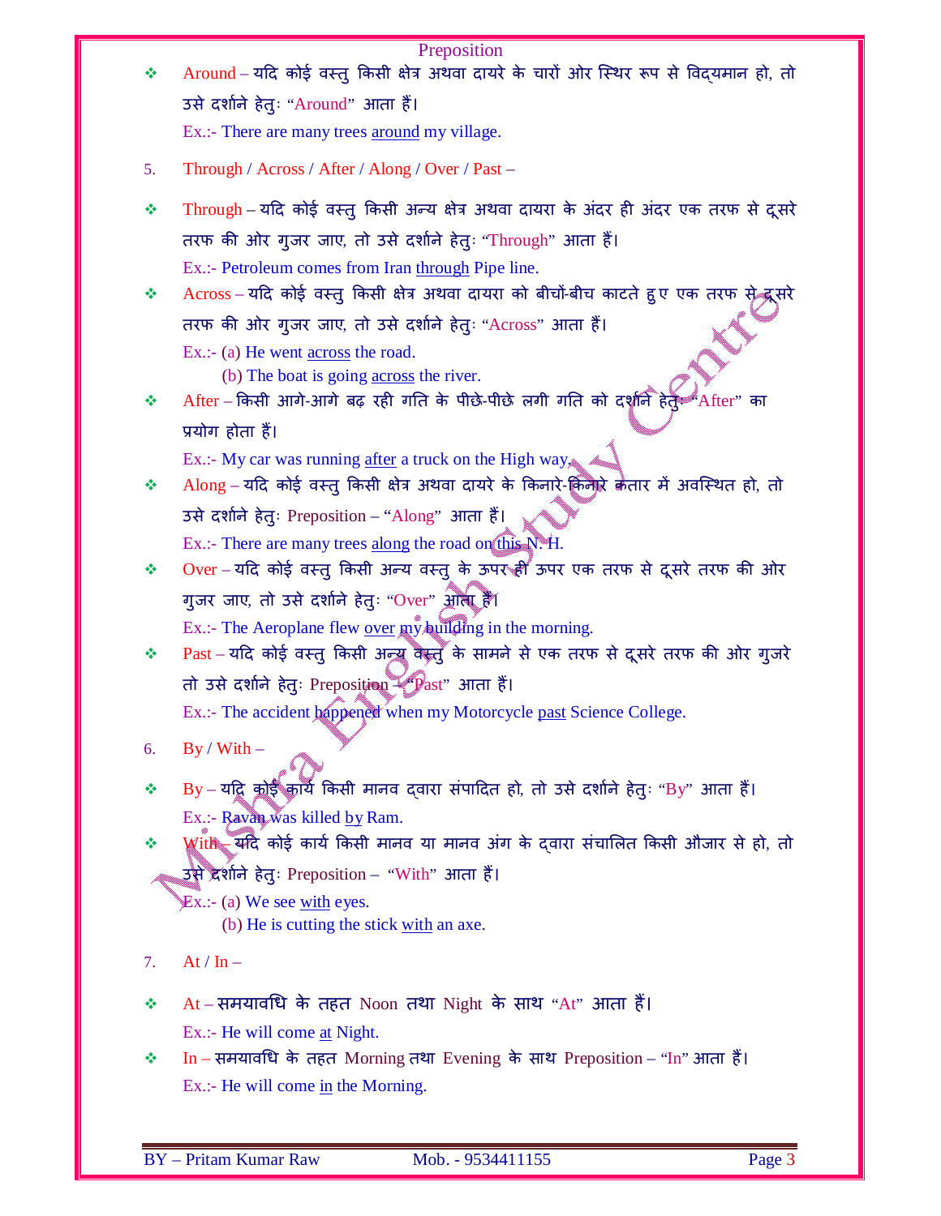- Around – यदि कोई वस्तु किसी क्षेत्र अथवा दायरे के चारों ओर स्थिर रूप से विद्यमान हो, तो उसे दर्शाने हेतुः "Around" आता हैं।
  Ex.:- There are many trees around my village.

5. Through / Across / After / Along / Over / Past –

- Through – यदि कोई वस्तु किसी अन्य क्षेत्र अथवा दायरा के अंदर ही अंदर एक तरफ से दूसरे तरफ की ओर गुजर जाए, तो उसे दर्शाने हेतुः "Through" आता हैं।
  Ex.:- Petroleum comes from Iran through Pipe line.
- Across – यदि कोई वस्तु किसी क्षेत्र अथवा दायरा को बीचों-बीच काटते हुए एक तरफ से दूसरे तरफ की ओर गुजर जाए, तो उसे दर्शाने हेतुः "Across" आता हैं।
  Ex.:- (a) He went across the road.
  (b) The boat is going across the river.
- After – किसी आगे-आगे बढ़ रही गति के पीछे-पीछे लगी गति को दर्शाने हेतुः "After" का प्रयोग होता हैं।
  Ex.:- My car was running after a truck on the High way.
- Along – यदि कोई वस्तु किसी क्षेत्र अथवा दायरे के किनारे-किनारे कतार में अवस्थित हो, तो उसे दर्शाने हेतुः Preposition – "Along" आता हैं।
  Ex.:- There are many trees along the road on this N. H.
- Over – यदि कोई वस्तु किसी अन्य वस्तु के ऊपर ही ऊपर एक तरफ से दूसरे तरफ की ओर गुजर जाए, तो उसे दर्शाने हेतुः "Over" आता हैं।
  Ex.:- The Aeroplane flew over my building in the morning.
- Past – यदि कोई वस्तु किसी अन्य वस्तु के सामने से एक तरफ से दूसरे तरफ की ओर गुजरे तो उसे दर्शाने हेतुः Preposition – "Past" आता हैं।
  Ex.:- The accident happened when my Motorcycle past Science College.

6. By / With –

- By – यदि कोई कार्य किसी मानव द्वारा संपादित हो, तो उसे दर्शाने हेतुः "By" आता हैं।
  Ex.:- Ravan was killed by Ram.
- With – यदि कोई कार्य किसी मानव या मानव अंग के द्वारा संचालित किसी औजार से हो, तो उसे दर्शाने हेतुः Preposition – "With" आता हैं।
  Ex.:- (a) We see with eyes.
  (b) He is cutting the stick with an axe.

7. At / In –

- At – समयावधि के तहत Noon तथा Night के साथ "At" आता हैं।
  Ex.:- He will come at Night.
- In – समयावधि के तहत Morning तथा Evening के साथ Preposition – "In" आता हैं।
  Ex.:- He will come in the Morning.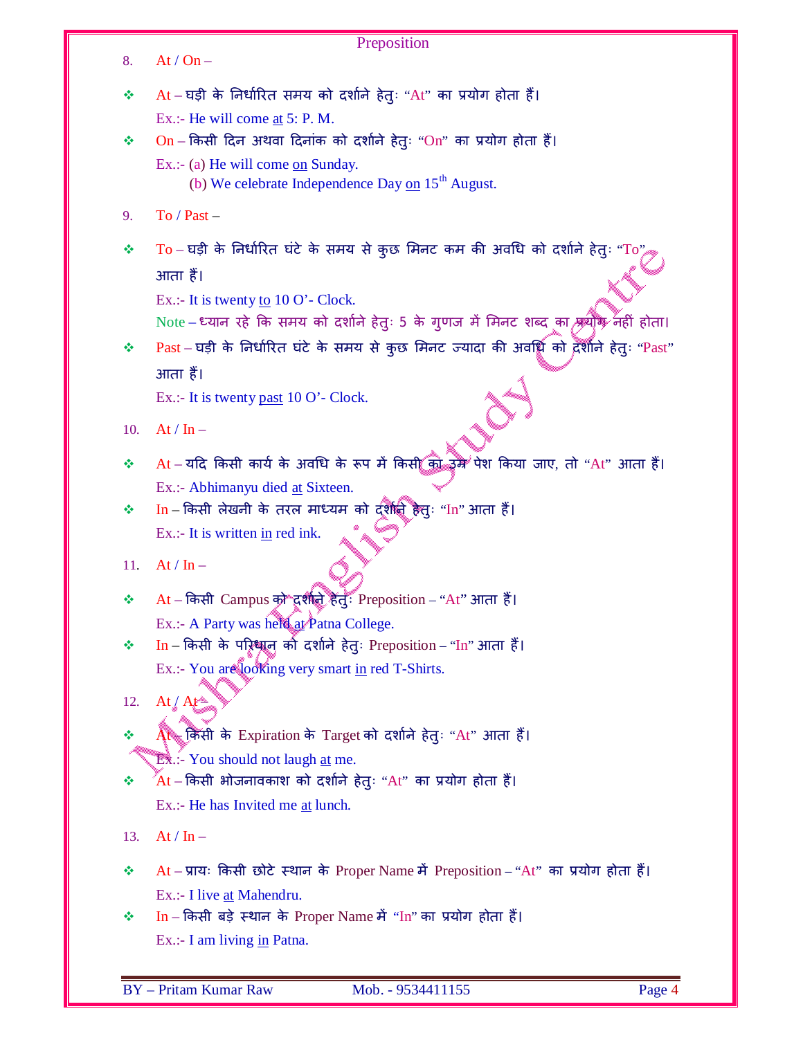8. At / On –

- At – घड़ी के निर्धारित समय को दर्शाने हेतुः "At" का प्रयोग होता हैं।
  Ex.:- He will come <u>at</u> 5: P. M.
- On – किसी दिन अथवा दिनांक को दर्शाने हेतुः "On" का प्रयोग होता हैं।
  Ex.:- (a) He will come <u>on</u> Sunday.
  (b) We celebrate Independence Day <u>on</u> $15^{th}$ August.

9. To / Past –

- To – घड़ी के निर्धारित घंटे के समय से कुछ मिनट कम की अवधि को दर्शाने हेतुः "To" आता हैं।
  Ex.:- It is twenty <u>to</u> 10 O'- Clock.
  Note – ध्यान रहे कि समय को दर्शाने हेतुः 5 के गुणज में मिनट शब्द का प्रयोग नहीं होता।
- Past – घड़ी के निर्धारित घंटे के समय से कुछ मिनट ज्यादा की अवधि को दर्शाने हेतुः "Past" आता हैं।
  Ex.:- It is twenty <u>past</u> 10 O'- Clock.

10. At / In –

- At – यदि किसी कार्य के अवधि के रूप में किसी का उम्र पेश किया जाए, तो "At" आता हैं।
  Ex.:- Abhimanyu died <u>at</u> Sixteen.
- In – किसी लेखनी के तरल माध्यम को दर्शाने हेतुः "In" आता हैं।
  Ex.:- It is written <u>in</u> red ink.

11. At / In –

- At – किसी Campus को दर्शाने हेतुः Preposition – "At" आता हैं।
  Ex.:- A Party was held <u>at</u> Patna College.
- In – किसी के परिधान को दर्शाने हेतुः Preposition – "In" आता हैं।
  Ex.:- You are looking very smart <u>in</u> red T-Shirts.

12. At / At –

- At – किसी के Expiration के Target को दर्शाने हेतुः "At" आता हैं।
  Ex.:- You should not laugh <u>at</u> me.
- At – किसी भोजनावकाश को दर्शाने हेतुः "At" का प्रयोग होता हैं।
  Ex.:- He has Invited me <u>at</u> lunch.

13. At / In –

- At – प्रायः किसी छोटे स्थान के Proper Name में Preposition – "At" का प्रयोग होता हैं।
  Ex.:- I live <u>at</u> Mahendru.
- In – किसी बड़े स्थान के Proper Name में "In" का प्रयोग होता हैं।
  Ex.:- I am living <u>in</u> Patna.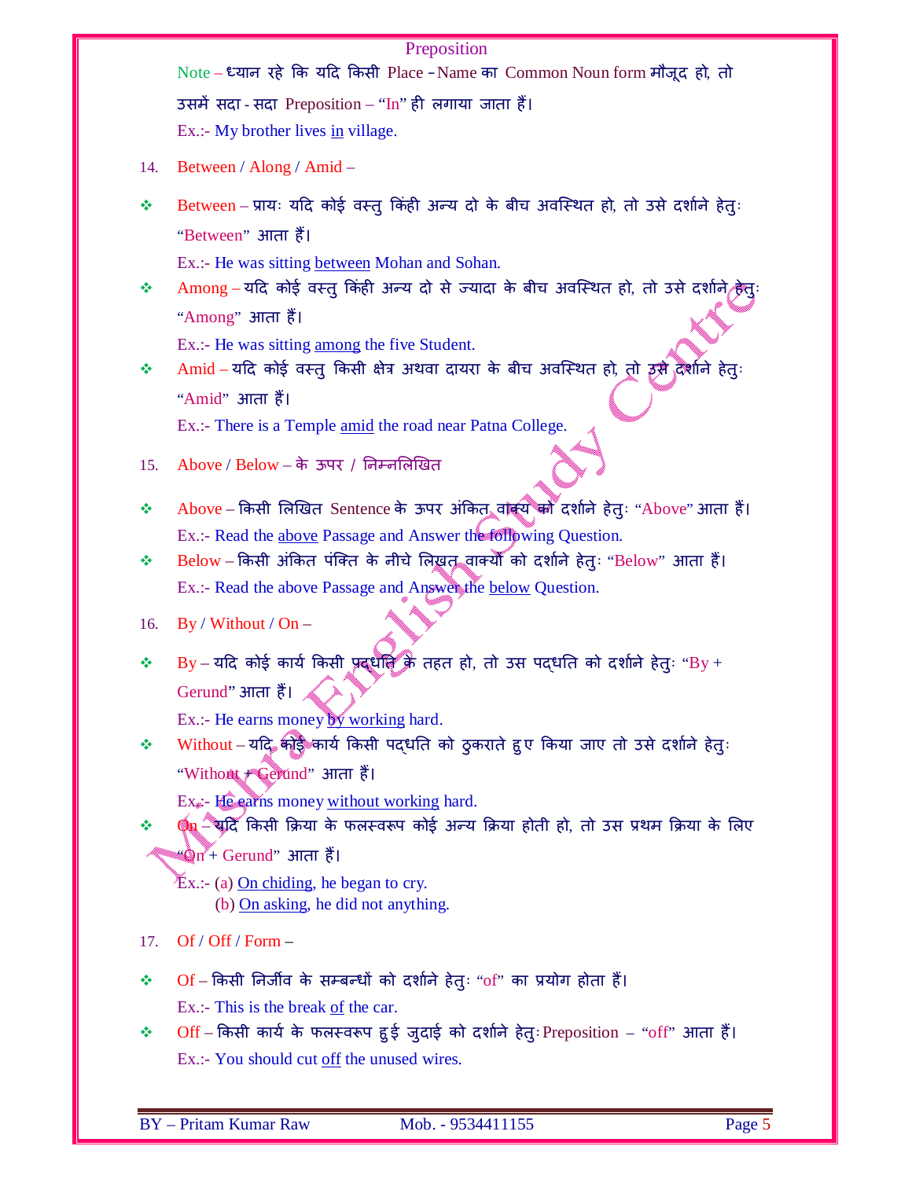Note – ध्यान रहे कि यदि किसी Place - Name का Common Noun form मौजूद हो, तो उसमें सदा - सदा Preposition – "In" ही लगाया जाता हैं।

Ex.:- My brother lives in village.

14. Between / Along / Amid –

- Between – प्रायः यदि कोई वस्तु किंही अन्य दो के बीच अवस्थित हो, तो उसे दर्शाने हेतुः "Between" आता हैं।

  Ex.:- He was sitting between Mohan and Sohan.

- Among – यदि कोई वस्तु किंही अन्य दो से ज्यादा के बीच अवस्थित हो, तो उसे दर्शाने हेतुः "Among" आता हैं।

  Ex.:- He was sitting among the five Student.

- Amid – यदि कोई वस्तु किसी क्षेत्र अथवा दायरा के बीच अवस्थित हो, तो उसे दर्शाने हेतुः "Amid" आता हैं।

  Ex.:- There is a Temple amid the road near Patna College.

15. Above / Below – के ऊपर / निम्नलिखित

- Above – किसी लिखित Sentence के ऊपर अंकित वाक्य को दर्शाने हेतुः "Above" आता हैं।

  Ex.:- Read the above Passage and Answer the following Question.

- Below – किसी अंकित पंक्ति के नीचे लिखत वाक्यों को दर्शाने हेतुः "Below" आता हैं।

  Ex.:- Read the above Passage and Answer the below Question.

16. By / Without / On –

- By – यदि कोई कार्य किसी पद्धति के तहत हो, तो उस पद्धति को दर्शाने हेतुः "By + Gerund" आता हैं।

  Ex.:- He earns money by working hard.

- Without – यदि कोई कार्य किसी पद्धति को ठुकराते हुए किया जाए तो उसे दर्शाने हेतुः "Without + Gerund" आता हैं।

  Ex.:- He earns money without working hard.

- On – यदि किसी क्रिया के फलस्वरूप कोई अन्य क्रिया होती हो, तो उस प्रथम क्रिया के लिए "On + Gerund" आता हैं।

  Ex.:- (a) On chiding, he began to cry.
  (b) On asking, he did not anything.

17. Of / Off / Form –

- Of – किसी निर्जीव के सम्बन्धों को दर्शाने हेतुः "of" का प्रयोग होता हैं।

  Ex.:- This is the break of the car.

- Off – किसी कार्य के फलस्वरूप हुई जुदाई को दर्शाने हेतुः Preposition – "off" आता हैं।

  Ex.:- You should cut off the unused wires.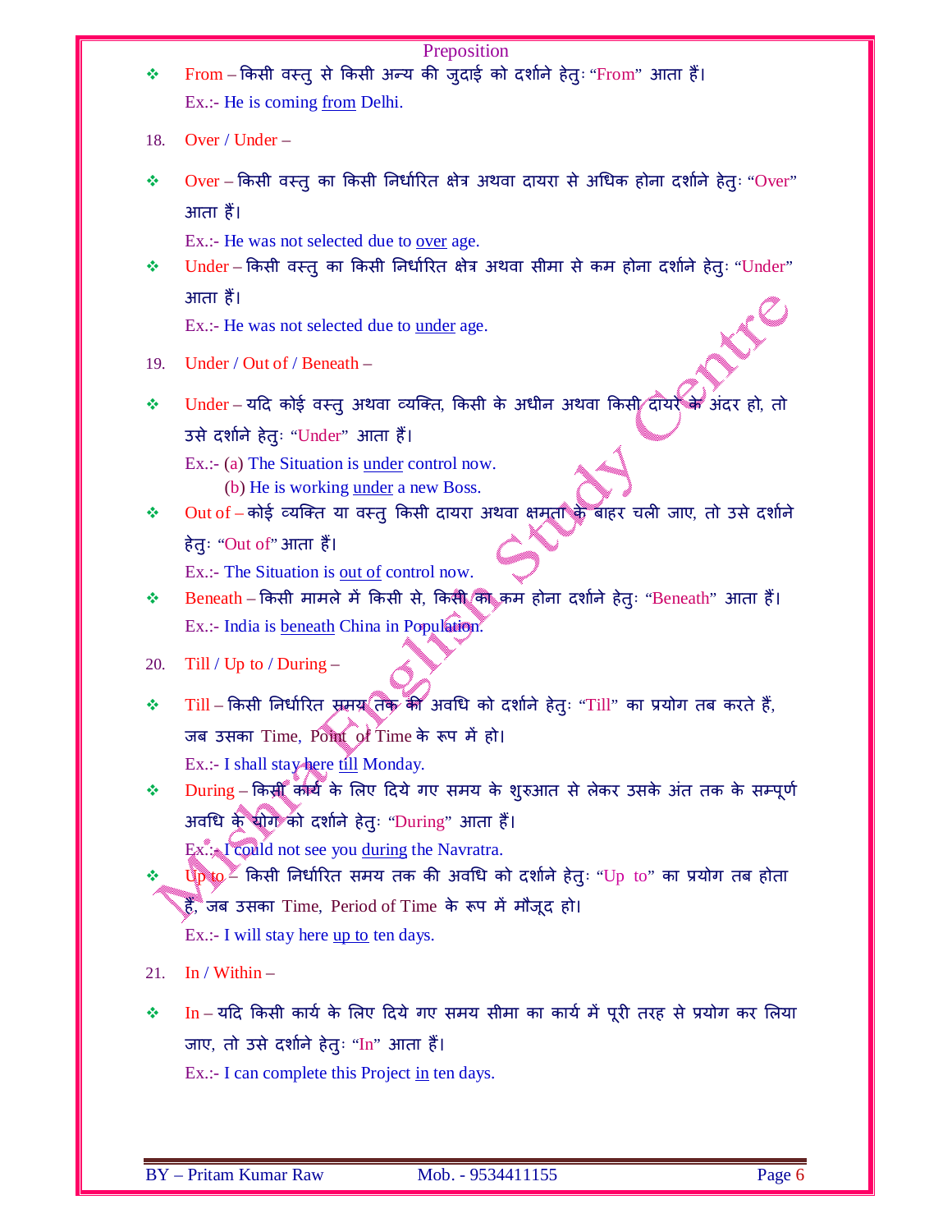- From – किसी वस्तु से किसी अन्य की जुदाई को दर्शाने हेतुः "From" आता हैं।

  Ex.:- He is coming <u>from</u> Delhi.

18. Over / Under –

- Over – किसी वस्तु का किसी निर्धारित क्षेत्र अथवा दायरा से अधिक होना दर्शाने हेतुः "Over" आता हैं।

  Ex.:- He was not selected due to <u>over</u> age.

- Under – किसी वस्तु का किसी निर्धारित क्षेत्र अथवा सीमा से कम होना दर्शाने हेतुः "Under" आता हैं।

  Ex.:- He was not selected due to <u>under</u> age.

19. Under / Out of / Beneath –

- Under – यदि कोई वस्तु अथवा व्यक्ति, किसी के अधीन अथवा किसी दायरे के अंदर हो, तो उसे दर्शाने हेतुः "Under" आता हैं।

  Ex.:- (a) The Situation is <u>under</u> control now.
  (b) He is working <u>under</u> a new Boss.

- Out of – कोई व्यक्ति या वस्तु किसी दायरा अथवा क्षमता के बाहर चली जाए, तो उसे दर्शाने हेतुः "Out of" आता हैं।

  Ex.:- The Situation is <u>out of</u> control now.

- Beneath – किसी मामले में किसी से, किसी का कम होना दर्शाने हेतुः "Beneath" आता हैं।

  Ex.:- India is <u>beneath</u> China in Population.

20. Till / Up to / During –

- Till – किसी निर्धारित समय तक की अवधि को दर्शाने हेतुः "Till" का प्रयोग तब करते हैं, जब उसका Time, Point of Time के रूप में हो।

  Ex.:- I shall stay here <u>till</u> Monday.

- During – किसी कार्य के लिए दिये गए समय के शुरुआत से लेकर उसके अंत तक के सम्पूर्ण अवधि के योग को दर्शाने हेतुः "During" आता हैं।

  Ex.:- I could not see you <u>during</u> the Navratra.

- Up to – किसी निर्धारित समय तक की अवधि को दर्शाने हेतुः "Up to" का प्रयोग तब होता हैं, जब उसका Time, Period of Time के रूप में मौजूद हो।

  Ex.:- I will stay here <u>up to</u> ten days.

21. In / Within –

- In – यदि किसी कार्य के लिए दिये गए समय सीमा का कार्य में पूरी तरह से प्रयोग कर लिया जाए, तो उसे दर्शाने हेतुः "In" आता हैं।

  Ex.:- I can complete this Project <u>in</u> ten days.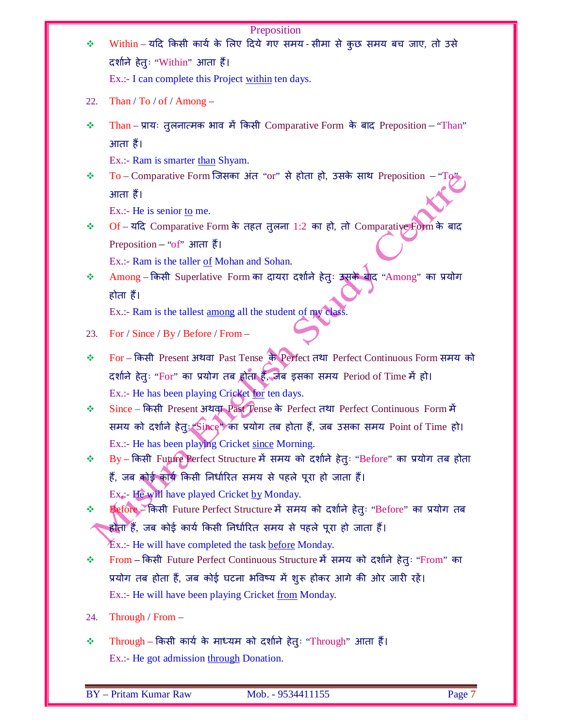- Within – यदि किसी कार्य के लिए दिये गए समय-सीमा से कुछ समय बच जाए, तो उसे दर्शाने हेतुः "Within" आता हैं।

  Ex.:- I can complete this Project within ten days.

22. Than / To / of / Among –

- Than – प्रायः तुलनात्मक भाव में किसी Comparative Form के बाद Preposition – "Than" आता हैं।

  Ex.:- Ram is smarter than Shyam.

- To – Comparative Form जिसका अंत "or" से होता हो, उसके साथ Preposition – "To" आता हैं।

  Ex.:- He is senior to me.

- Of – यदि Comparative Form के तहत तुलना 1:2 का हो, तो Comparative Form के बाद Preposition – "of" आता हैं।

  Ex.:- Ram is the taller of Mohan and Sohan.

- Among – किसी Superlative Form का दायरा दर्शाने हेतुः उसके बाद "Among" का प्रयोग होता हैं।

  Ex.:- Ram is the tallest among all the student of my class.

23. For / Since / By / Before / From –

- For – किसी Present अथवा Past Tense के Perfect तथा Perfect Continuous Form समय को दर्शाने हेतुः "For" का प्रयोग तब होता हैं, जब इसका समय Period of Time में हो।

  Ex.:- He has been playing Cricket for ten days.

- Since – किसी Present अथवा Past Tense के Perfect तथा Perfect Continuous Form में समय को दर्शाने हेतुः "Since" का प्रयोग तब होता हैं, जब उसका समय Point of Time हो।

  Ex.:- He has been playing Cricket since Morning.

- By – किसी Future Perfect Structure में समय को दर्शाने हेतुः "Before" का प्रयोग तब होता हैं, जब कोई कार्य किसी निर्धारित समय से पहले पूरा हो जाता हैं।

  Ex.:- He will have played Cricket by Monday.

- Before – किसी Future Perfect Structure में समय को दर्शाने हेतुः "Before" का प्रयोग तब होता हैं, जब कोई कार्य किसी निर्धारित समय से पहले पूरा हो जाता हैं।

  Ex.:- He will have completed the task before Monday.

- From – किसी Future Perfect Continuous Structure में समय को दर्शाने हेतुः "From" का प्रयोग तब होता हैं, जब कोई घटना भविष्य में शुरू होकर आगे की ओर जारी रहें।

  Ex.:- He will have been playing Cricket from Monday.

24. Through / From –

- Through – किसी कार्य के माध्यम को दर्शाने हेतुः "Through" आता हैं।

  Ex.:- He got admission through Donation.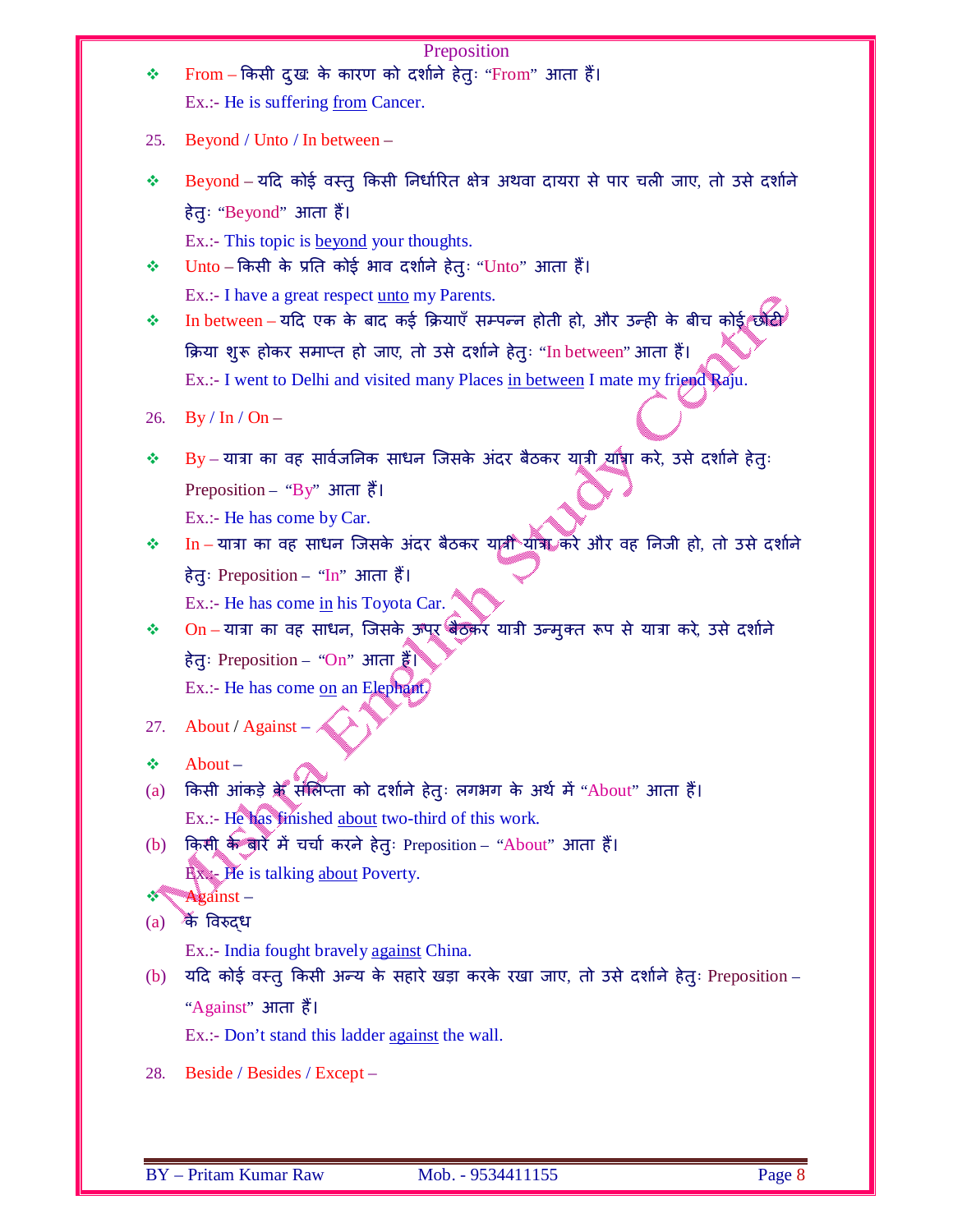- From – किसी दुखः के कारण को दर्शाने हेतुः "From" आता हैं।

  Ex.:- He is suffering <u>from</u> Cancer.

25. Beyond / Unto / In between –

- Beyond – यदि कोई वस्तु किसी निर्धारित क्षेत्र अथवा दायरा से पार चली जाए, तो उसे दर्शाने हेतुः "Beyond" आता हैं।

  Ex.:- This topic is <u>beyond</u> your thoughts.

- Unto – किसी के प्रति कोई भाव दर्शाने हेतुः "Unto" आता हैं।

  Ex.:- I have a great respect <u>unto</u> my Parents.

- In between – यदि एक के बाद कई क्रियाएँ सम्पन्न होती हो, और उन्ही के बीच कोई छोटी क्रिया शुरू होकर समाप्त हो जाए, तो उसे दर्शाने हेतुः "In between" आता हैं।

  Ex.:- I went to Delhi and visited many Places <u>in between</u> I mate my friend Raju.

26. By / In / On –

- By – यात्रा का वह सार्वजनिक साधन जिसके अंदर बैठकर यात्री यात्रा करे, उसे दर्शाने हेतुः Preposition – "By" आता हैं।

  Ex.:- He has come by Car.

- In – यात्रा का वह साधन जिसके अंदर बैठकर यात्री यात्रा करे और वह निजी हो, तो उसे दर्शाने हेतुः Preposition – "In" आता हैं।

  Ex.:- He has come <u>in</u> his Toyota Car.

- On – यात्रा का वह साधन, जिसके ऊपर बैठकर यात्री उन्मुक्त रूप से यात्रा करे, उसे दर्शाने हेतुः Preposition – "On" आता हैं।

  Ex.:- He has come <u>on</u> an Elephant.

27. About / Against –

- About –

(a) किसी आंकड़े के संलिप्ता को दर्शाने हेतुः लगभग के अर्थ में "About" आता हैं।

  Ex.:- He has finished <u>about</u> two-third of this work.

(b) किसी के बारे में चर्चा करने हेतुः Preposition – "About" आता हैं।

  Ex.:- He is talking <u>about</u> Poverty.

- Against –

(a) के विरुद्ध

  Ex.:- India fought bravely <u>against</u> China.

(b) यदि कोई वस्तु किसी अन्य के सहारे खड़ा करके रखा जाए, तो उसे दर्शाने हेतुः Preposition – "Against" आता हैं।

  Ex.:- Don't stand this ladder <u>against</u> the wall.

28. Beside / Besides / Except –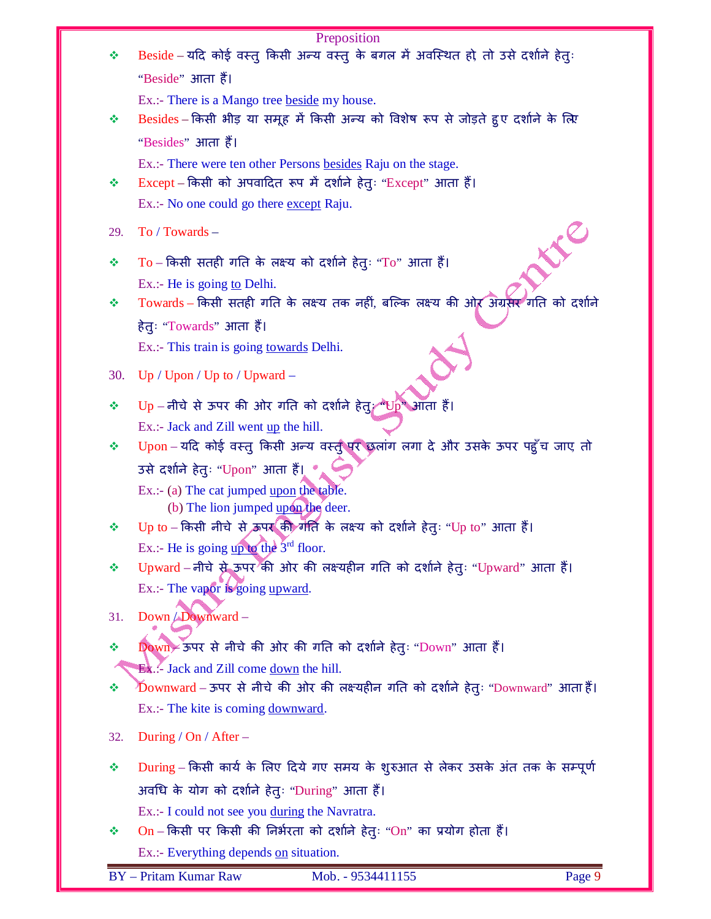- Beside – यदि कोई वस्तु किसी अन्य वस्तु के बगल में अवस्थित हो, तो उसे दर्शाने हेतुः "Beside" आता हैं।

  Ex.:- There is a Mango tree <u>beside</u> my house.

- Besides – किसी भीड़ या समूह में किसी अन्य को विशेष रूप से जोड़ते हुए दर्शाने के लिए "Besides" आता हैं।

  Ex.:- There were ten other Persons <u>besides</u> Raju on the stage.

- Except – किसी को अपवादित रूप में दर्शाने हेतुः "Except" आता हैं।

  Ex.:- No one could go there <u>except</u> Raju.

29. To / Towards –

- To – किसी सतही गति के लक्ष्य को दर्शाने हेतुः "To" आता हैं।

  Ex.:- He is going <u>to</u> Delhi.

- Towards – किसी सतही गति के लक्ष्य तक नहीं, बल्कि लक्ष्य की ओर अग्रसर गति को दर्शाने हेतुः "Towards" आता हैं।

  Ex.:- This train is going <u>towards</u> Delhi.

30. Up / Upon / Up to / Upward –

- Up – नीचे से ऊपर की ओर गति को दर्शाने हेतुः "Up" आता हैं।

  Ex.:- Jack and Zill went <u>up</u> the hill.

- Upon – यदि कोई वस्तु किसी अन्य वस्तु पर छलांग लगा दे और उसके ऊपर पहुँच जाए तो उसे दर्शाने हेतुः "Upon" आता हैं।

  Ex.:- (a) The cat jumped <u>upon</u> the table.
  (b) The lion jumped <u>upon</u> the deer.

- Up to – किसी नीचे से ऊपर की गति के लक्ष्य को दर्शाने हेतुः "Up to" आता हैं।

  Ex.:- He is going <u>up to</u> the 3rd floor.

- Upward – नीचे से ऊपर की ओर की लक्ष्यहीन गति को दर्शाने हेतुः "Upward" आता हैं।

  Ex.:- The vapor is going <u>upward</u>.

31. Down / Downward –

- Down – ऊपर से नीचे की ओर की गति को दर्शाने हेतुः "Down" आता हैं।

  Ex.:- Jack and Zill come <u>down</u> the hill.

- Downward – ऊपर से नीचे की ओर की लक्ष्यहीन गति को दर्शाने हेतुः "Downward" आता हैं।

  Ex.:- The kite is coming <u>downward</u>.

32. During / On / After –

- During – किसी कार्य के लिए दिये गए समय के शुरुआत से लेकर उसके अंत तक के सम्पूर्ण अवधि के योग को दर्शाने हेतुः "During" आता हैं।

  Ex.:- I could not see you <u>during</u> the Navratra.

- On – किसी पर किसी की निर्भरता को दर्शाने हेतुः "On" का प्रयोग होता हैं।

  Ex.:- Everything depends <u>on</u> situation.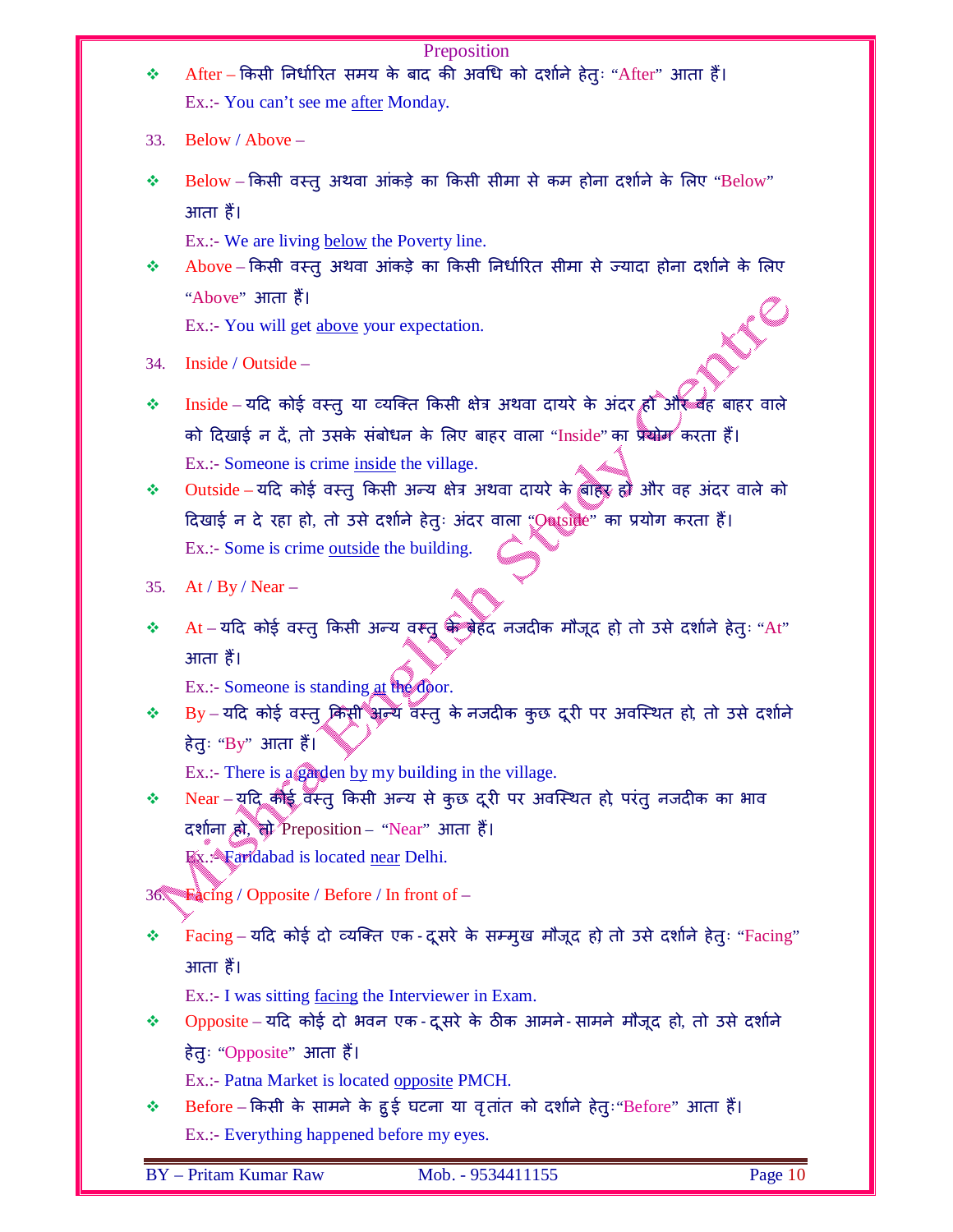- After – किसी निर्धारित समय के बाद की अवधि को दर्शाने हेतुः "After" आता हैं।

  Ex.:- You can't see me <u>after</u> Monday.

33. Below / Above –

- Below – किसी वस्तु अथवा आंकड़े का किसी सीमा से कम होना दर्शाने के लिए "Below" आता हैं।

  Ex.:- We are living <u>below</u> the Poverty line.

- Above – किसी वस्तु अथवा आंकड़े का किसी निर्धारित सीमा से ज्यादा होना दर्शाने के लिए "Above" आता हैं।

  Ex.:- You will get <u>above</u> your expectation.

34. Inside / Outside –

- Inside – यदि कोई वस्तु या व्यक्ति किसी क्षेत्र अथवा दायरे के अंदर हो और वह बाहर वाले को दिखाई न दें, तो उसके संबोधन के लिए बाहर वाला "Inside" का प्रयोग करता हैं।

  Ex.:- Someone is crime <u>inside</u> the village.

- Outside – यदि कोई वस्तु किसी अन्य क्षेत्र अथवा दायरे के बाहर हो और वह अंदर वाले को दिखाई न दे रहा हो, तो उसे दर्शाने हेतुः अंदर वाला "Outside" का प्रयोग करता हैं।

  Ex.:- Some is crime <u>outside</u> the building.

35. At / By / Near –

- At – यदि कोई वस्तु किसी अन्य वस्तु के बेहद नजदीक मौजूद हो तो उसे दर्शाने हेतुः "At" आता हैं।

  Ex.:- Someone is standing <u>at</u> the door.

- By – यदि कोई वस्तु किसी अन्य वस्तु के नजदीक कुछ दूरी पर अवस्थित हो, तो उसे दर्शाने हेतुः "By" आता हैं।

  Ex.:- There is a garden <u>by</u> my building in the village.

- Near – यदि कोई वस्तु किसी अन्य से कुछ दूरी पर अवस्थित हो, परंतु नजदीक का भाव दर्शाना हो, तो Preposition – "Near" आता हैं।

  Ex.:- Faridabad is located <u>near</u> Delhi.

36. Facing / Opposite / Before / In front of –

- Facing – यदि कोई दो व्यक्ति एक-दूसरे के सम्मुख मौजूद हो तो उसे दर्शाने हेतुः "Facing" आता हैं।

  Ex.:- I was sitting <u>facing</u> the Interviewer in Exam.

- Opposite – यदि कोई दो भवन एक-दूसरे के ठीक आमने-सामने मौजूद हो, तो उसे दर्शाने हेतुः "Opposite" आता हैं।

  Ex.:- Patna Market is located <u>opposite</u> PMCH.

- Before – किसी के सामने के हुई घटना या वृतांत को दर्शाने हेतुः"Before" आता हैं।

  Ex.:- Everything happened before my eyes.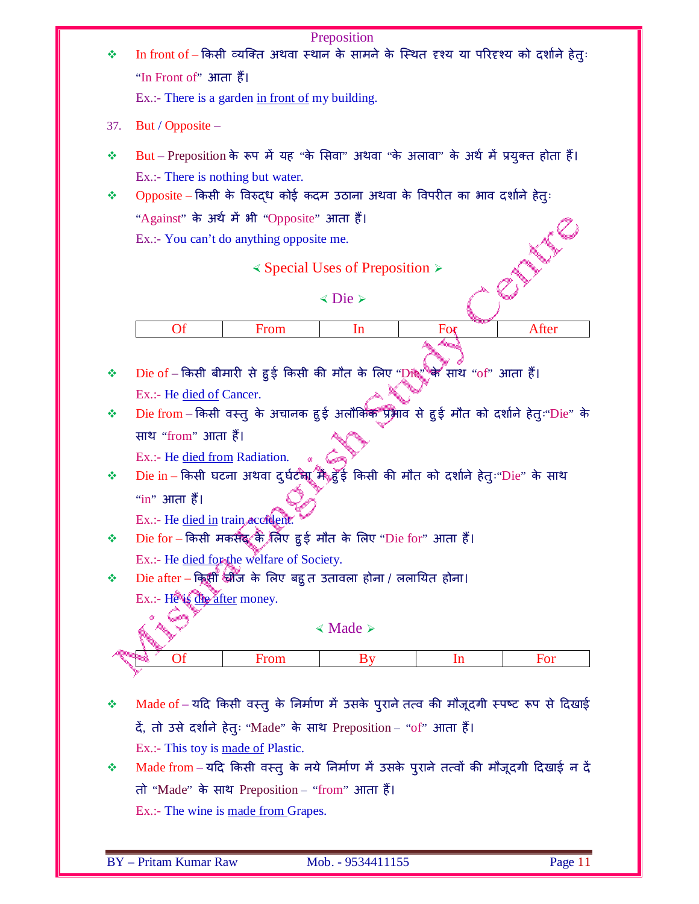## Preposition

- In front of – किसी व्यक्ति अथवा स्थान के सामने के स्थित दृश्य या परिदृश्य को दर्शाने हेतुः "In Front of" आता हैं।

  Ex.:- There is a garden in front of my building.

37. But / Opposite –

- But – Preposition के रूप में यह "के सिवा" अथवा "के अलावा" के अर्थ में प्रयुक्त होता हैं।

  Ex.:- There is nothing but water.

- Opposite – किसी के विरुद्ध कोई कदम उठाना अथवा के विपरीत का भाव दर्शाने हेतुः "Against" के अर्थ में भी "Opposite" आता हैं।

  Ex.:- You can't do anything opposite me.

### Special Uses of Preposition

#### Die

| Of | From | In | For | After |
|---|---|---|---|---|

- Die of – किसी बीमारी से हुई किसी की मौत के लिए "Die" के साथ "of" आता हैं।

  Ex.:- He died of Cancer.

- Die from – किसी वस्तु के अचानक हुई अलौकिक प्रभाव से हुई मौत को दर्शाने हेतुः"Die" के साथ "from" आता हैं।

  Ex.:- He died from Radiation.

- Die in – किसी घटना अथवा दुर्घटना में हुई किसी की मौत को दर्शाने हेतुः"Die" के साथ "in" आता हैं।

  Ex.:- He died in train accident.

- Die for – किसी मकसद के लिए हुई मौत के लिए "Die for" आता हैं।

  Ex.:- He died for the welfare of Society.

- Die after – किसी चीज के लिए बहुत उतावला होना / ललायित होना।

  Ex.:- He is die after money.

#### Made

| Of | From | By | In | For |
|---|---|---|---|---|

- Made of – यदि किसी वस्तु के निर्माण में उसके पुराने तत्व की मौजूदगी स्पष्ट रूप से दिखाई दें, तो उसे दर्शाने हेतुः "Made" के साथ Preposition – "of" आता हैं।

  Ex.:- This toy is made of Plastic.

- Made from – यदि किसी वस्तु के नये निर्माण में उसके पुराने तत्वों की मौजूदगी दिखाई न दें तो "Made" के साथ Preposition – "from" आता हैं।

  Ex.:- The wine is made from Grapes.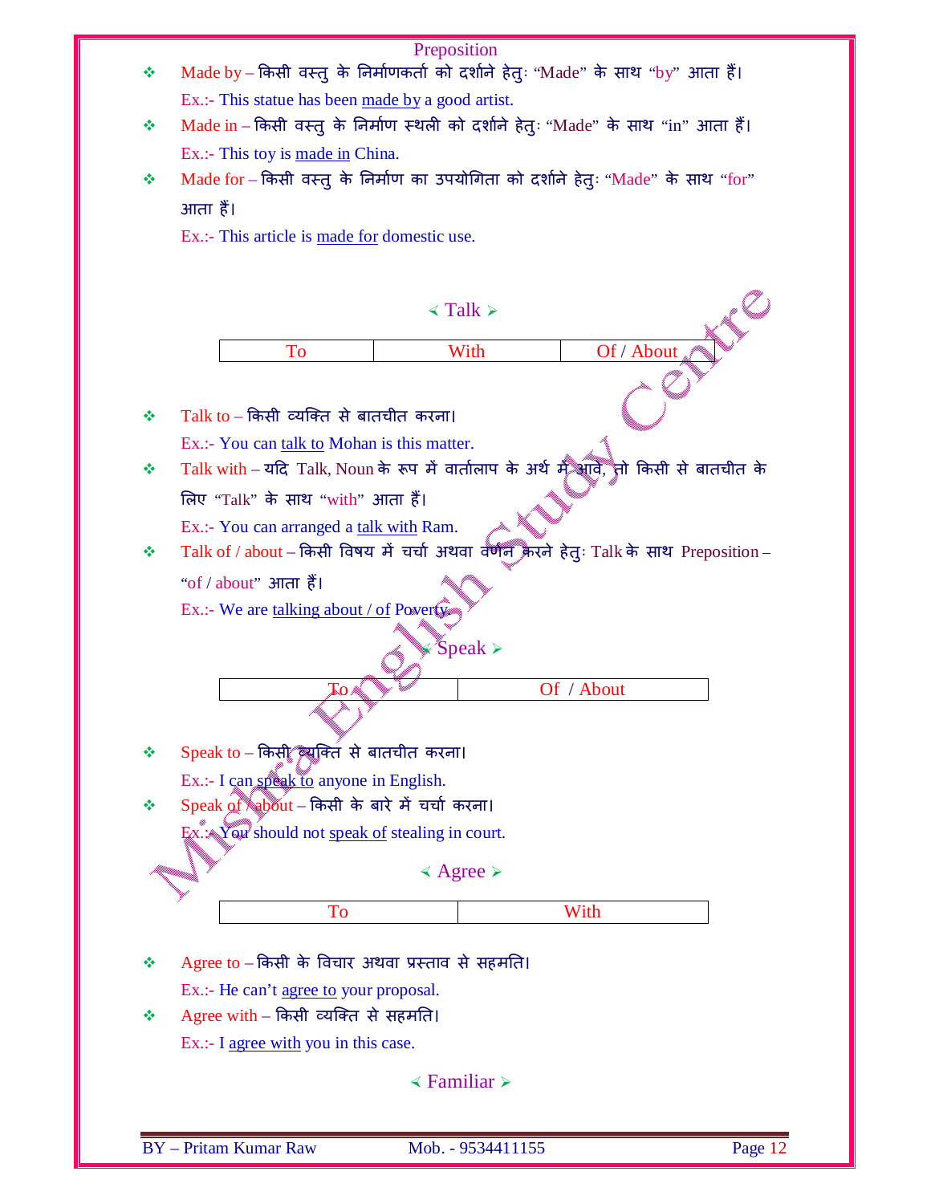Preposition

- Made by – किसी वस्तु के निर्माणकर्ता को दर्शाने हेतुः "Made" के साथ "by" आता हैं।
  Ex.:- This statue has been made by a good artist.
- Made in – किसी वस्तु के निर्माण स्थली को दर्शाने हेतुः "Made" के साथ "in" आता हैं।
  Ex.:- This toy is made in China.
- Made for – किसी वस्तु के निर्माण का उपयोगिता को दर्शाने हेतुः "Made" के साथ "for" आता हैं।
  Ex.:- This article is made for domestic use.

## ≺ Talk ≻

| To | With | Of / About |
|---|---|---|

- Talk to – किसी व्यक्ति से बातचीत करना।
  Ex.:- You can talk to Mohan is this matter.
- Talk with – यदि Talk, Noun के रूप में वार्तालाप के अर्थ में आवे, तो किसी से बातचीत के लिए "Talk" के साथ "with" आता हैं।
  Ex.:- You can arranged a talk with Ram.
- Talk of / about – किसी विषय में चर्चा अथवा वर्णन करने हेतुः Talk के साथ Preposition – "of / about" आता हैं।
  Ex.:- We are talking about / of Poverty.

## ≺ Speak ≻

| To | Of / About |
|---|---|

- Speak to – किसी व्यक्ति से बातचीत करना।
  Ex.:- I can speak to anyone in English.
- Speak of / about – किसी के बारे में चर्चा करना।
  Ex.:- You should not speak of stealing in court.

## ≺ Agree ≻

| To | With |
|---|---|

- Agree to – किसी के विचार अथवा प्रस्ताव से सहमति।
  Ex.:- He can't agree to your proposal.
- Agree with – किसी व्यक्ति से सहमति।
  Ex.:- I agree with you in this case.

## ≺ Familiar ≻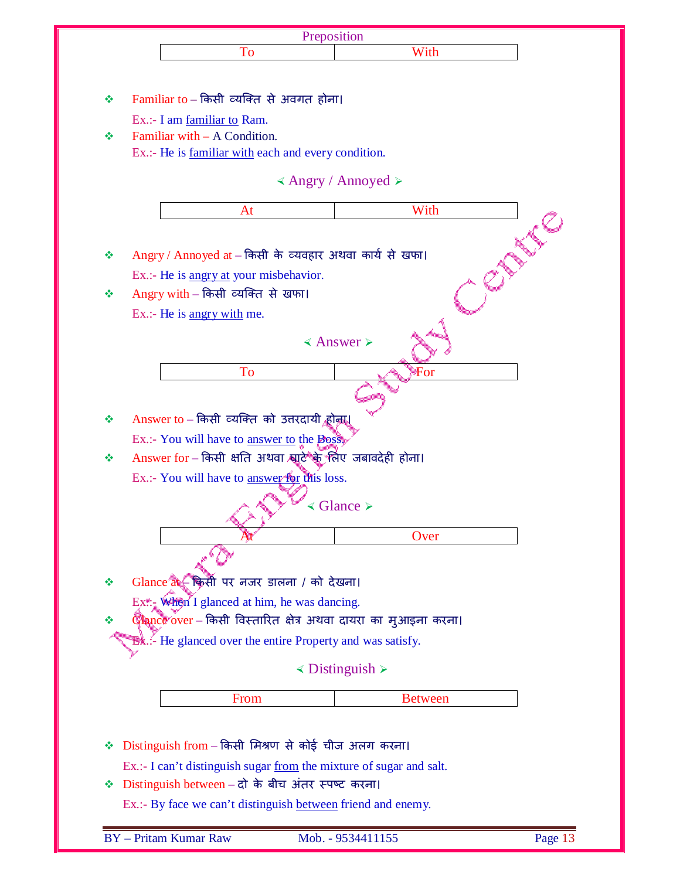Preposition

| To | With |
|---|---|

- Familiar to – किसी व्यक्ति से अवगत होना।

  Ex.:- I am familiar to Ram.
- Familiar with – A Condition.

  Ex.:- He is familiar with each and every condition.

## Angry / Annoyed

| At | With |
|---|---|

- Angry / Annoyed at – किसी के व्यवहार अथवा कार्य से खफा।

  Ex.:- He is angry at your misbehavior.
- Angry with – किसी व्यक्ति से खफा।

  Ex.:- He is angry with me.

## Answer

| To | For |
|---|---|

- Answer to – किसी व्यक्ति को उत्तरदायी होना।

  Ex.:- You will have to answer to the Boss.
- Answer for – किसी क्षति अथवा घाटे के लिए जबावदेही होना।

  Ex.:- You will have to answer for this loss.

## Glance

| At | Over |
|---|---|

- Glance at – किसी पर नजर डालना / को देखना।

  Ex.:- When I glanced at him, he was dancing.
- Glance over – किसी विस्तारित क्षेत्र अथवा दायरा का मुआइना करना।

  Ex.:- He glanced over the entire Property and was satisfy.

## Distinguish

| From | Between |
|---|---|

- Distinguish from – किसी मिश्रण से कोई चीज अलग करना।

  Ex.:- I can't distinguish sugar from the mixture of sugar and salt.
- Distinguish between – दो के बीच अंतर स्पष्ट करना।

  Ex.:- By face we can't distinguish between friend and enemy.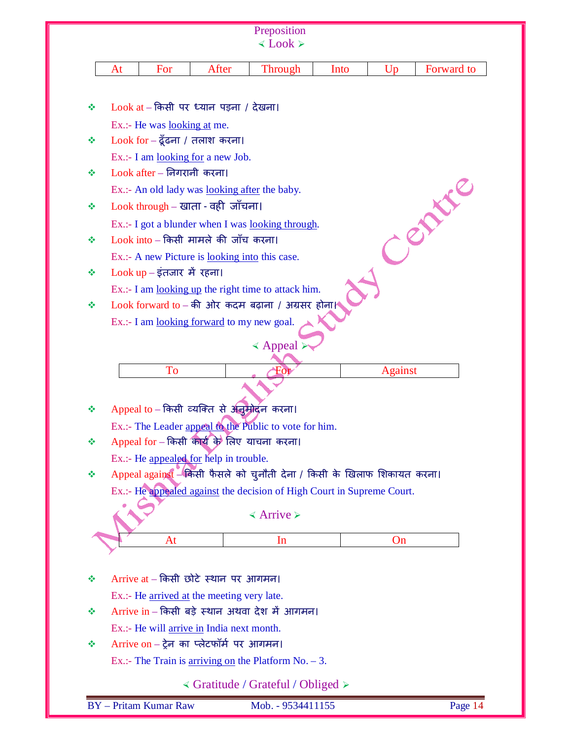## Preposition

### ≺ Look ≻

| At | For | After | Through | Into | Up | Forward to |
|---|---|---|---|---|---|---|

- Look at – किसी पर ध्यान पड़ना / देखना।
  Ex.:- He was looking at me.
- Look for – ढूँढना / तलाश करना।
  Ex.:- I am looking for a new Job.
- Look after – निगरानी करना।
  Ex.:- An old lady was looking after the baby.
- Look through – खाता - वही जाँचना।
  Ex.:- I got a blunder when I was looking through.
- Look into – किसी मामले की जाँच करना।
  Ex.:- A new Picture is looking into this case.
- Look up – इंतजार में रहना।
  Ex.:- I am looking up the right time to attack him.
- Look forward to – की ओर कदम बढ़ाना / अग्रसर होना।
  Ex.:- I am looking forward to my new goal.

### ≺ Appeal ≻

| To | For | Against |
|---|---|---|

- Appeal to – किसी व्यक्ति से अनुमोदन करना।
  Ex.:- The Leader appeal to the Public to vote for him.
- Appeal for – किसी कार्य के लिए याचना करना।
  Ex.:- He appealed for help in trouble.
- Appeal against – किसी फैसले को चुनौती देना / किसी के खिलाफ शिकायत करना।
  Ex.:- He appealed against the decision of High Court in Supreme Court.

### ≺ Arrive ≻

| At | In | On |
|---|---|---|

- Arrive at – किसी छोटे स्थान पर आगमन।
  Ex.:- He arrived at the meeting very late.
- Arrive in – किसी बड़े स्थान अथवा देश में आगमन।
  Ex.:- He will arrive in India next month.
- Arrive on – ट्रेन का प्लेटफॉर्म पर आगमन।
  Ex.:- The Train is arriving on the Platform No. – 3.

### ≺ Gratitude / Grateful / Obliged ≻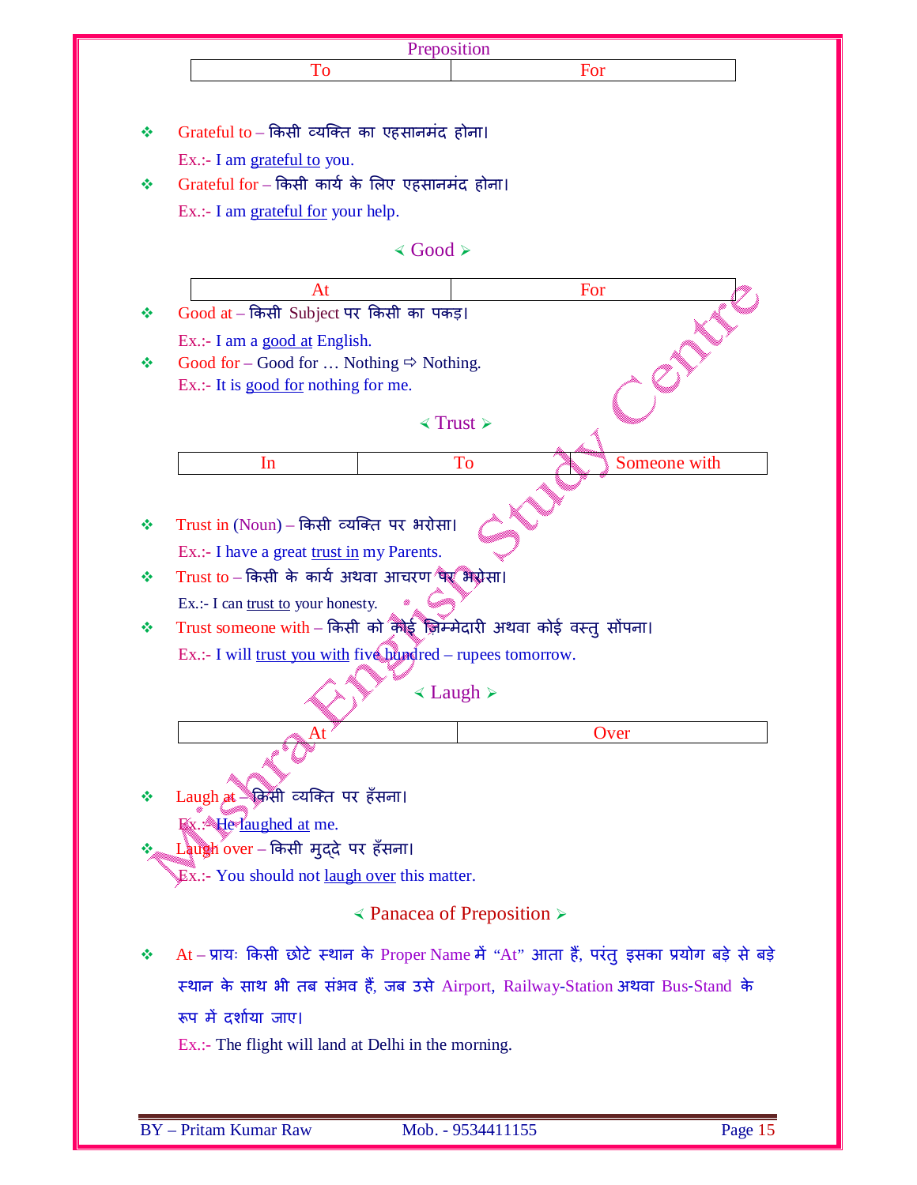Preposition

| To | For |
|---|---|

- Grateful to – किसी व्यक्ति का एहसानमंद होना।

  Ex.:- I am grateful to you.
- Grateful for – किसी कार्य के लिए एहसानमंद होना।

  Ex.:- I am grateful for your help.

## ≺ Good ≻

| At | For |
|---|---|

- Good at – किसी Subject पर किसी का पकड़।

  Ex.:- I am a good at English.
- Good for – Good for … Nothing ⇨ Nothing.

  Ex.:- It is good for nothing for me.

## ≺ Trust ≻

| In | To | Someone with |
|---|---|---|

- Trust in (Noun) – किसी व्यक्ति पर भरोसा।

  Ex.:- I have a great trust in my Parents.
- Trust to – किसी के कार्य अथवा आचरण पर भरोसा।

  Ex.:- I can trust to your honesty.
- Trust someone with – किसी को कोई ज़िम्मेदारी अथवा कोई वस्तु सौंपना।

  Ex.:- I will trust you with five hundred – rupees tomorrow.

## ≺ Laugh ≻

| At | Over |
|---|---|

- Laugh at – किसी व्यक्ति पर हँसना।

  Ex.:- He laughed at me.
- Laugh over – किसी मुद्दे पर हँसना।

  Ex.:- You should not laugh over this matter.

## ≺ Panacea of Preposition ≻

- At – प्रायः किसी छोटे स्थान के Proper Name में "At" आता हैं, परंतु इसका प्रयोग बड़े से बड़े स्थान के साथ भी तब संभव हैं, जब उसे Airport, Railway-Station अथवा Bus-Stand के रूप में दर्शाया जाए।

  Ex.:- The flight will land at Delhi in the morning.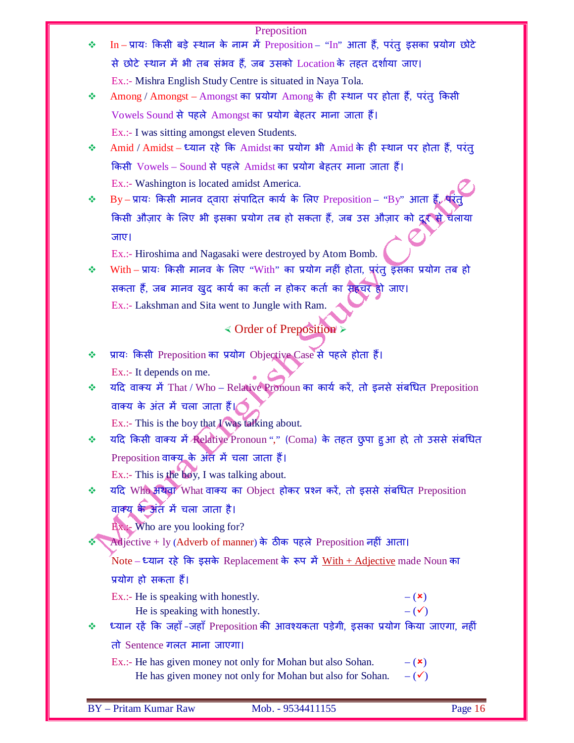# Preposition

❖ In – प्रायः किसी बड़े स्थान के नाम में Preposition – “In” आता हैं, परंतु इसका प्रयोग छोटे से छोटे स्थान में भी तब संभव हैं, जब उसको Location के तहत दर्शाया जाए।

Ex.:- Mishra English Study Centre is situated in Naya Tola.

❖ Among / Amongst – Amongst का प्रयोग Among के ही स्थान पर होता हैं, परंतु किसी Vowels Sound से पहले Amongst का प्रयोग बेहतर माना जाता हैं।

Ex.:- I was sitting amongst eleven Students.

❖ Amid / Amidst – ध्यान रहे कि Amidst का प्रयोग भी Amid के ही स्थान पर होता हैं, परंतु किसी Vowels – Sound से पहले Amidst का प्रयोग बेहतर माना जाता हैं।

Ex.:- Washington is located amidst America.

❖ By – प्रायः किसी मानव द्वारा संपादित कार्य के लिए Preposition – “By” आता हैं, परंतु किसी औज़ार के लिए भी इसका प्रयोग तब हो सकता हैं, जब उस औज़ार को दूर से चलाया जाए।

Ex.:- Hiroshima and Nagasaki were destroyed by Atom Bomb.

❖ With – प्रायः किसी मानव के लिए “With” का प्रयोग नहीं होता, परंतु इसका प्रयोग तब हो सकता हैं, जब मानव खुद कार्य का कर्ता न होकर कर्ता का सहचर हो जाए।

Ex.:- Lakshman and Sita went to Jungle with Ram.

## ≺ Order of Preposition ≻

❖ प्रायः किसी Preposition का प्रयोग Objective Case से पहले होता हैं।

Ex.:- It depends on me.

❖ यदि वाक्य में That / Who – Relative Pronoun का कार्य करें, तो इनसे संबंधित Preposition वाक्य के अंत में चला जाता हैं।

Ex.:- This is the boy that I was talking about.

❖ यदि किसी वाक्य में Relative Pronoun “,” (Coma) के तहत छुपा हुआ हो, तो उससे संबंधित Preposition वाक्य के अंत में चला जाता हैं।

Ex.:- This is the boy, I was talking about.

❖ यदि Who अथवा What वाक्य का Object होकर प्रश्न करें, तो इससे संबंधित Preposition वाक्य के अंत में चला जाता है।

Ex.:- Who are you looking for?

❖ Adjective + ly (Adverb of manner) के ठीक पहले Preposition नहीं आता।

Note – ध्यान रहे कि इसके Replacement के रूप में With + Adjective made Noun का प्रयोग हो सकता हैं।

Ex.:- He is speaking with honestly. – (✗)
He is speaking with honestly. – (✓)

❖ ध्यान रहें कि जहाँ-जहाँ Preposition की आवश्यकता पड़ेगी, इसका प्रयोग किया जाएगा, नहीं तो Sentence गलत माना जाएगा।

Ex.:- He has given money not only for Mohan but also Sohan. – (✗)
He has given money not only for Mohan but also for Sohan. – (✓)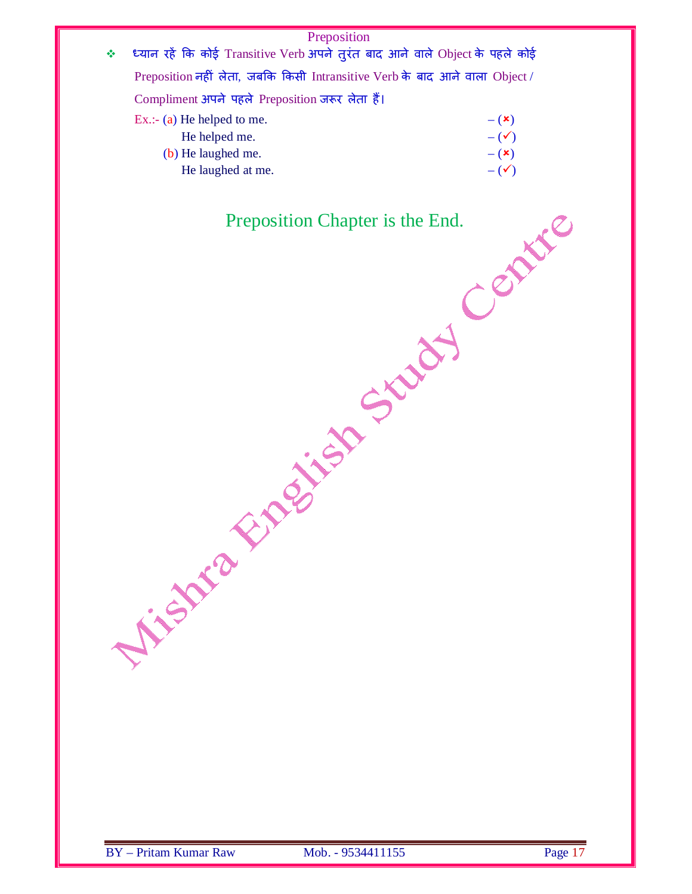❖ ध्यान रहें कि कोई Transitive Verb अपने तुरंत बाद आने वाले Object के पहले कोई Preposition नहीं लेता, जबकि किसी Intransitive Verb के बाद आने वाला Object / Compliment अपने पहले Preposition जरूर लेता हैं।

Ex.:- (a) He helped to me. – (✗)

He helped me. – (✓)

(b) He laughed me. – (✗)

He laughed at me. – (✓)

Preposition Chapter is the End.